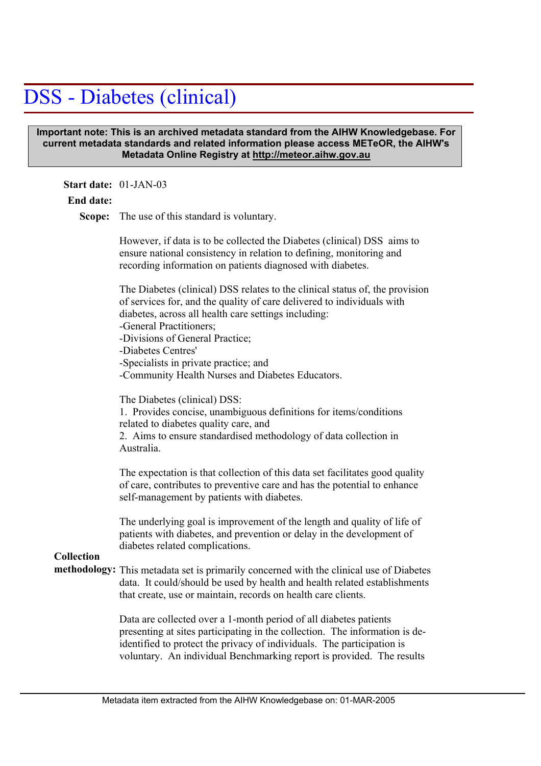# DSS - Diabetes (clinical)

**Important note: This is an archived metadata standard from the AIHW Knowledgebase. For current metadata standards and related information please access METeOR, the AIHW's Metadata Online Registry at http://meteor.aihw.gov.au**

**Start date:** 01-JAN-03

**End date:**

**Scope:** The use of this standard is voluntary.

However, if data is to be collected the Diabetes (clinical) DSS aims to ensure national consistency in relation to defining, monitoring and recording information on patients diagnosed with diabetes.

The Diabetes (clinical) DSS relates to the clinical status of, the provision of services for, and the quality of care delivered to individuals with diabetes, across all health care settings including:
-General Practitioners;
-Divisions of General Practice;
-Diabetes Centres'
-Specialists in private practice; and
-Community Health Nurses and Diabetes Educators.

The Diabetes (clinical) DSS:
1. Provides concise, unambiguous definitions for items/conditions related to diabetes quality care, and
2. Aims to ensure standardised methodology of data collection in Australia.

The expectation is that collection of this data set facilitates good quality of care, contributes to preventive care and has the potential to enhance self-management by patients with diabetes.

The underlying goal is improvement of the length and quality of life of patients with diabetes, and prevention or delay in the development of diabetes related complications.

**Collection methodology:** This metadata set is primarily concerned with the clinical use of Diabetes data. It could/should be used by health and health related establishments that create, use or maintain, records on health care clients.

Data are collected over a 1-month period of all diabetes patients presenting at sites participating in the collection. The information is de-identified to protect the privacy of individuals. The participation is voluntary. An individual Benchmarking report is provided. The results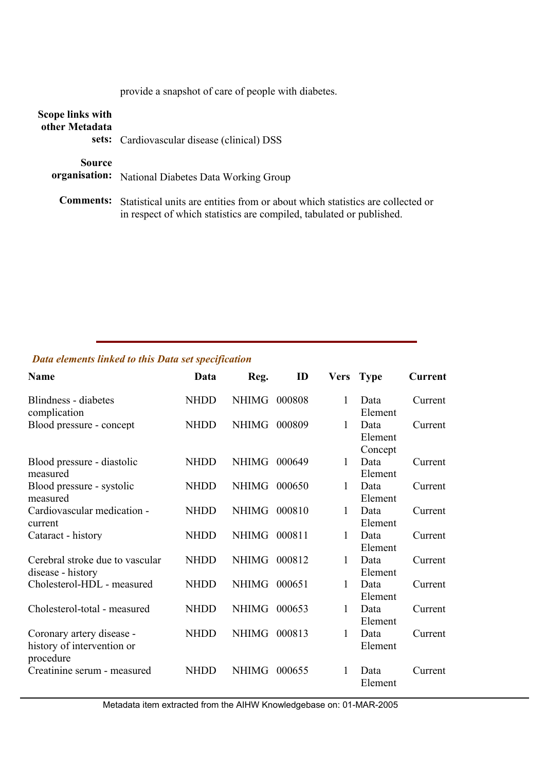provide a snapshot of care of people with diabetes.

**Scope links with other Metadata sets:** Cardiovascular disease (clinical) DSS

**Source organisation:** National Diabetes Data Working Group

**Comments:** Statistical units are entities from or about which statistics are collected or in respect of which statistics are compiled, tabulated or published.

---

### *Data elements linked to this Data set specification*

| Name | Data | Reg. | ID | Vers | Type | Current |
|---|---|---|---|---|---|---|
| Blindness - diabetes complication | NHDD | NHIMG | 000808 | 1 | Data Element | Current |
| Blood pressure - concept | NHDD | NHIMG | 000809 | 1 | Data Element Concept | Current |
| Blood pressure - diastolic measured | NHDD | NHIMG | 000649 | 1 | Data Element | Current |
| Blood pressure - systolic measured | NHDD | NHIMG | 000650 | 1 | Data Element | Current |
| Cardiovascular medication - current | NHDD | NHIMG | 000810 | 1 | Data Element | Current |
| Cataract - history | NHDD | NHIMG | 000811 | 1 | Data Element | Current |
| Cerebral stroke due to vascular disease - history | NHDD | NHIMG | 000812 | 1 | Data Element | Current |
| Cholesterol-HDL - measured | NHDD | NHIMG | 000651 | 1 | Data Element | Current |
| Cholesterol-total - measured | NHDD | NHIMG | 000653 | 1 | Data Element | Current |
| Coronary artery disease - history of intervention or procedure | NHDD | NHIMG | 000813 | 1 | Data Element | Current |
| Creatinine serum - measured | NHDD | NHIMG | 000655 | 1 | Data Element | Current |

Metadata item extracted from the AIHW Knowledgebase on: 01-MAR-2005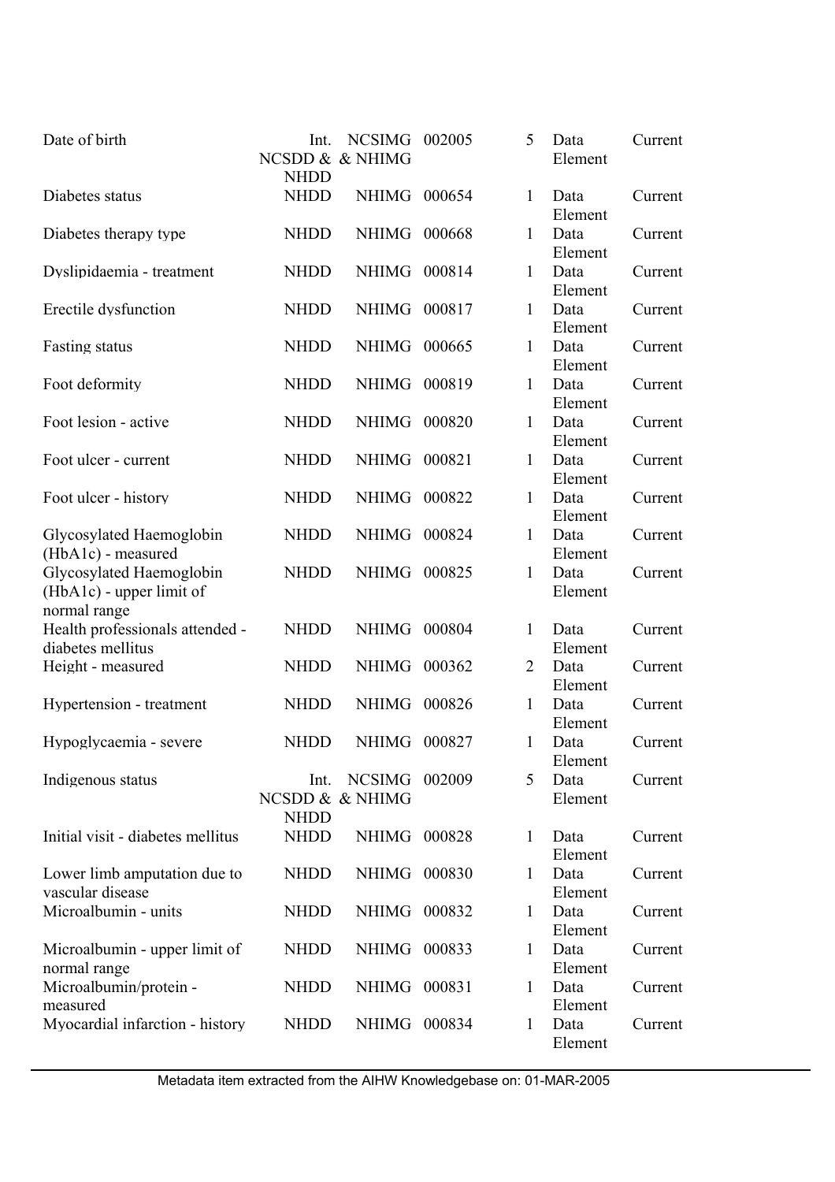| | | | | | | |
|---|---|---|---|---|---|---|
| Date of birth | Int. NCSDD & NHDD | NCSIMG & NHIMG | 002005 | 5 | Data Element | Current |
| Diabetes status | NHDD | NHIMG | 000654 | 1 | Data Element | Current |
| Diabetes therapy type | NHDD | NHIMG | 000668 | 1 | Data Element | Current |
| Dyslipidaemia - treatment | NHDD | NHIMG | 000814 | 1 | Data Element | Current |
| Erectile dysfunction | NHDD | NHIMG | 000817 | 1 | Data Element | Current |
| Fasting status | NHDD | NHIMG | 000665 | 1 | Data Element | Current |
| Foot deformity | NHDD | NHIMG | 000819 | 1 | Data Element | Current |
| Foot lesion - active | NHDD | NHIMG | 000820 | 1 | Data Element | Current |
| Foot ulcer - current | NHDD | NHIMG | 000821 | 1 | Data Element | Current |
| Foot ulcer - history | NHDD | NHIMG | 000822 | 1 | Data Element | Current |
| Glycosylated Haemoglobin (HbA1c) - measured | NHDD | NHIMG | 000824 | 1 | Data Element | Current |
| Glycosylated Haemoglobin (HbA1c) - upper limit of normal range | NHDD | NHIMG | 000825 | 1 | Data Element | Current |
| Health professionals attended - diabetes mellitus | NHDD | NHIMG | 000804 | 1 | Data Element | Current |
| Height - measured | NHDD | NHIMG | 000362 | 2 | Data Element | Current |
| Hypertension - treatment | NHDD | NHIMG | 000826 | 1 | Data Element | Current |
| Hypoglycaemia - severe | NHDD | NHIMG | 000827 | 1 | Data Element | Current |
| Indigenous status | Int. NCSDD & NHDD | NCSIMG & NHIMG | 002009 | 5 | Data Element | Current |
| Initial visit - diabetes mellitus | NHDD | NHIMG | 000828 | 1 | Data Element | Current |
| Lower limb amputation due to vascular disease | NHDD | NHIMG | 000830 | 1 | Data Element | Current |
| Microalbumin - units | NHDD | NHIMG | 000832 | 1 | Data Element | Current |
| Microalbumin - upper limit of normal range | NHDD | NHIMG | 000833 | 1 | Data Element | Current |
| Microalbumin/protein - measured | NHDD | NHIMG | 000831 | 1 | Data Element | Current |
| Myocardial infarction - history | NHDD | NHIMG | 000834 | 1 | Data Element | Current |

Metadata item extracted from the AIHW Knowledgebase on: 01-MAR-2005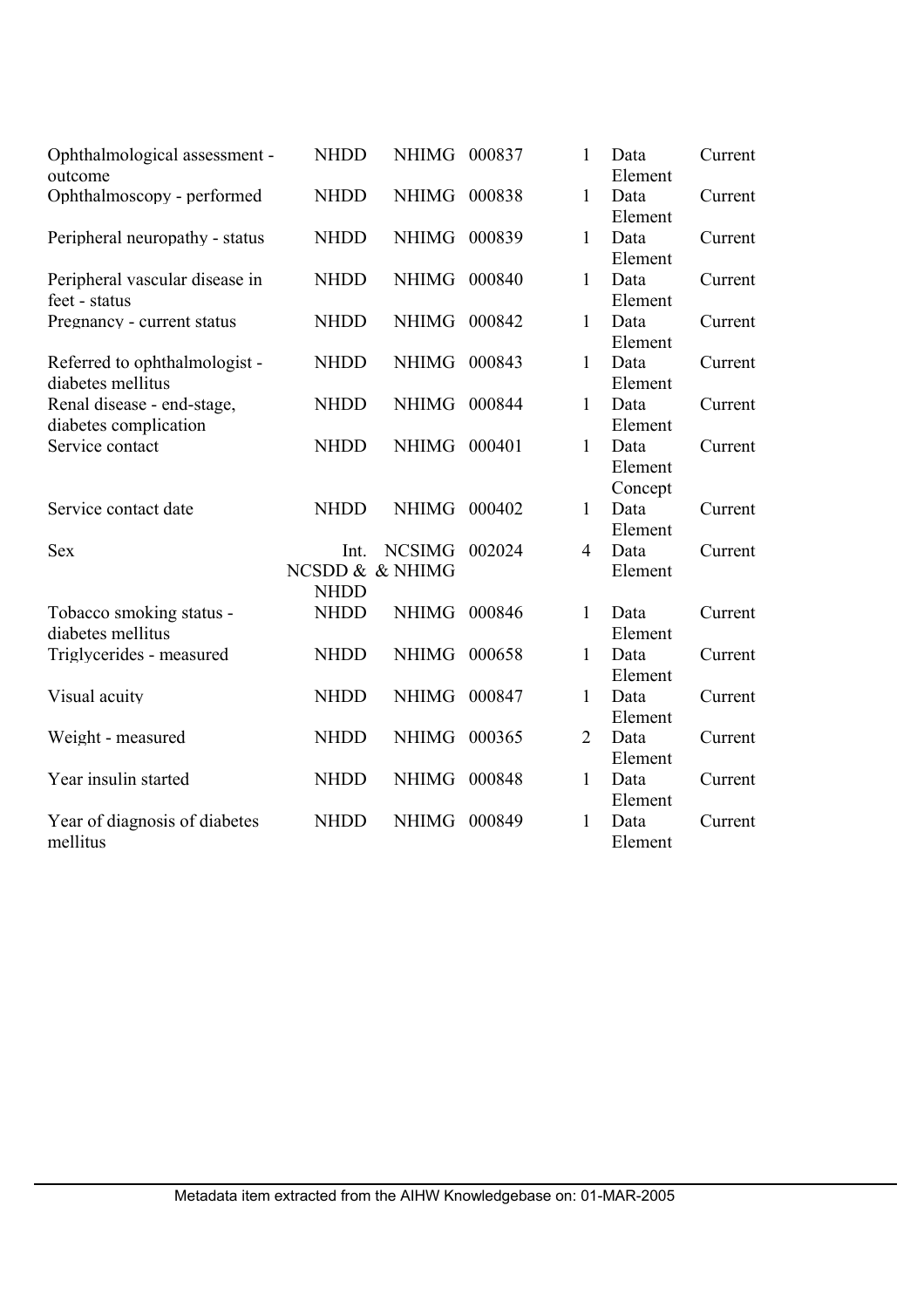| | | | | | | |
|---|---|---|---|---|---|---|
| Ophthalmological assessment - outcome | NHDD | NHIMG | 000837 | 1 | Data Element | Current |
| Ophthalmoscopy - performed | NHDD | NHIMG | 000838 | 1 | Data Element | Current |
| Peripheral neuropathy - status | NHDD | NHIMG | 000839 | 1 | Data Element | Current |
| Peripheral vascular disease in feet - status | NHDD | NHIMG | 000840 | 1 | Data Element | Current |
| Pregnancy - current status | NHDD | NHIMG | 000842 | 1 | Data Element | Current |
| Referred to ophthalmologist - diabetes mellitus | NHDD | NHIMG | 000843 | 1 | Data Element | Current |
| Renal disease - end-stage, diabetes complication | NHDD | NHIMG | 000844 | 1 | Data Element | Current |
| Service contact | NHDD | NHIMG | 000401 | 1 | Data Element Concept | Current |
| Service contact date | NHDD | NHIMG | 000402 | 1 | Data Element | Current |
| Sex | Int. NCSDD & NHDD | NCSIMG & NHIMG | 002024 | 4 | Data Element | Current |
| Tobacco smoking status - diabetes mellitus | NHDD | NHIMG | 000846 | 1 | Data Element | Current |
| Triglycerides - measured | NHDD | NHIMG | 000658 | 1 | Data Element | Current |
| Visual acuity | NHDD | NHIMG | 000847 | 1 | Data Element | Current |
| Weight - measured | NHDD | NHIMG | 000365 | 2 | Data Element | Current |
| Year insulin started | NHDD | NHIMG | 000848 | 1 | Data Element | Current |
| Year of diagnosis of diabetes mellitus | NHDD | NHIMG | 000849 | 1 | Data Element | Current |